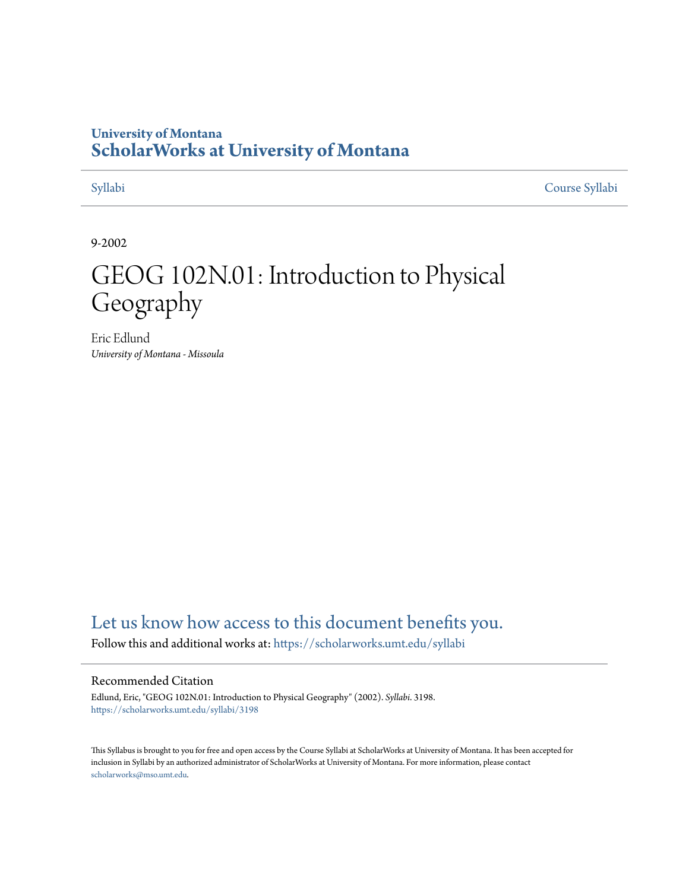University of Montana
# ScholarWorks at University of Montana

Syllabi | Course Syllabi

9-2002

# GEOG 102N.01: Introduction to Physical Geography

Eric Edlund
*University of Montana - Missoula*

Let us know how access to this document benefits you.

Follow this and additional works at: https://scholarworks.umt.edu/syllabi

## Recommended Citation

Edlund, Eric, "GEOG 102N.01: Introduction to Physical Geography" (2002). *Syllabi*. 3198.
https://scholarworks.umt.edu/syllabi/3198

This Syllabus is brought to you for free and open access by the Course Syllabi at ScholarWorks at University of Montana. It has been accepted for inclusion in Syllabi by an authorized administrator of ScholarWorks at University of Montana. For more information, please contact scholarworks@mso.umt.edu.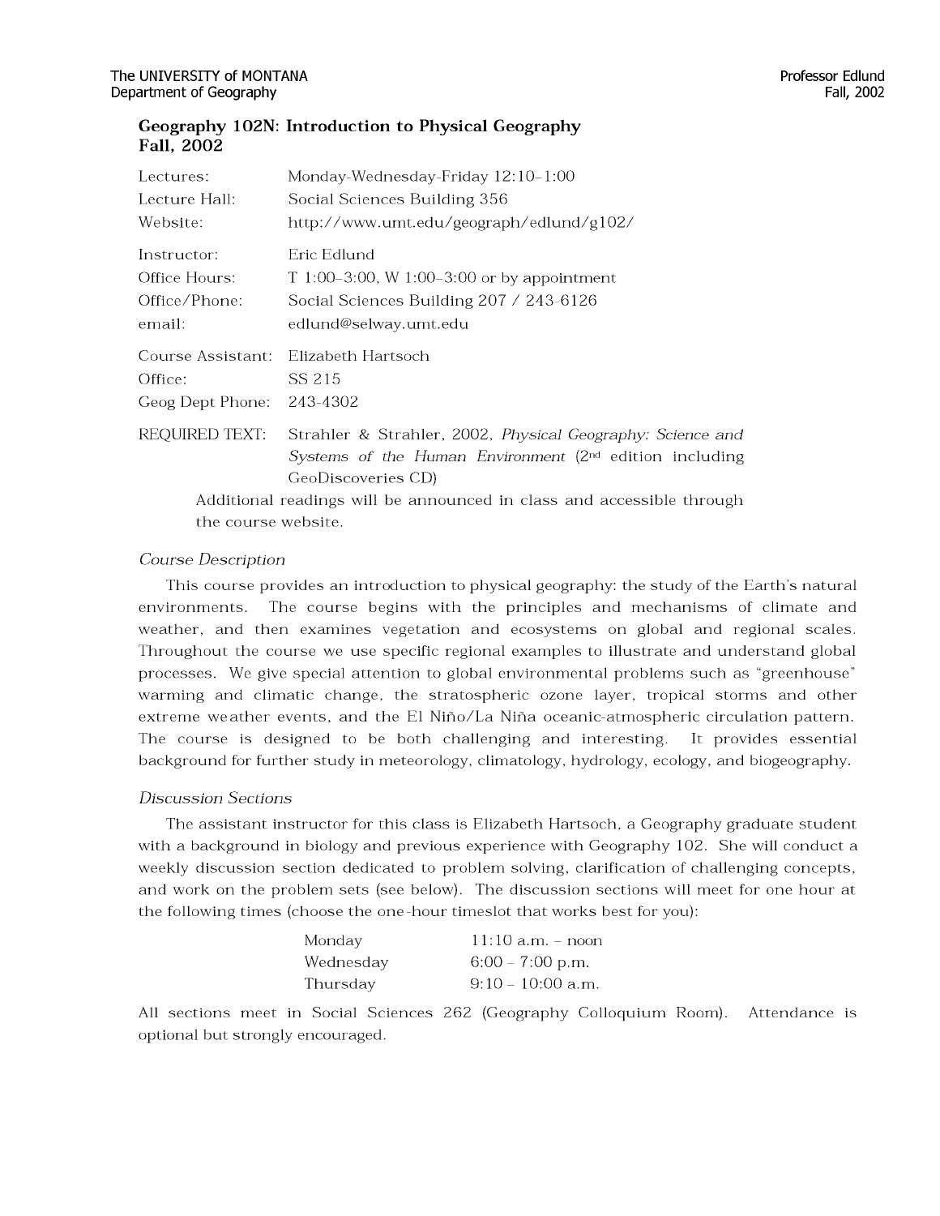The UNIVERSITY of MONTANA
Department of Geography

Professor Edlund
Fall, 2002

## Geography 102N: Introduction to Physical Geography
## Fall, 2002

| | |
|---|---|
| Lectures: | Monday-Wednesday-Friday 12:10–1:00 |
| Lecture Hall: | Social Sciences Building 356 |
| Website: | http://www.umt.edu/geograph/edlund/g102/ |
| Instructor: | Eric Edlund |
| Office Hours: | T 1:00–3:00, W 1:00–3:00 or by appointment |
| Office/Phone: | Social Sciences Building 207 / 243-6126 |
| email: | edlund@selway.umt.edu |
| Course Assistant: | Elizabeth Hartsoch |
| Office: | SS 215 |
| Geog Dept Phone: | 243-4302 |
| REQUIRED TEXT: | Strahler & Strahler, 2002, *Physical Geography: Science and Systems of the Human Environment* (2nd edition including GeoDiscoveries CD) |

Additional readings will be announced in class and accessible through the course website.

### *Course Description*

This course provides an introduction to physical geography: the study of the Earth's natural environments. The course begins with the principles and mechanisms of climate and weather, and then examines vegetation and ecosystems on global and regional scales. Throughout the course we use specific regional examples to illustrate and understand global processes. We give special attention to global environmental problems such as "greenhouse" warming and climatic change, the stratospheric ozone layer, tropical storms and other extreme weather events, and the El Niño/La Niña oceanic-atmospheric circulation pattern. The course is designed to be both challenging and interesting. It provides essential background for further study in meteorology, climatology, hydrology, ecology, and biogeography.

### *Discussion Sections*

The assistant instructor for this class is Elizabeth Hartsoch, a Geography graduate student with a background in biology and previous experience with Geography 102. She will conduct a weekly discussion section dedicated to problem solving, clarification of challenging concepts, and work on the problem sets (see below). The discussion sections will meet for one hour at the following times (choose the one-hour timeslot that works best for you):

| | |
|---|---|
| Monday | 11:10 a.m. – noon |
| Wednesday | 6:00 – 7:00 p.m. |
| Thursday | 9:10 – 10:00 a.m. |

All sections meet in Social Sciences 262 (Geography Colloquium Room). Attendance is optional but strongly encouraged.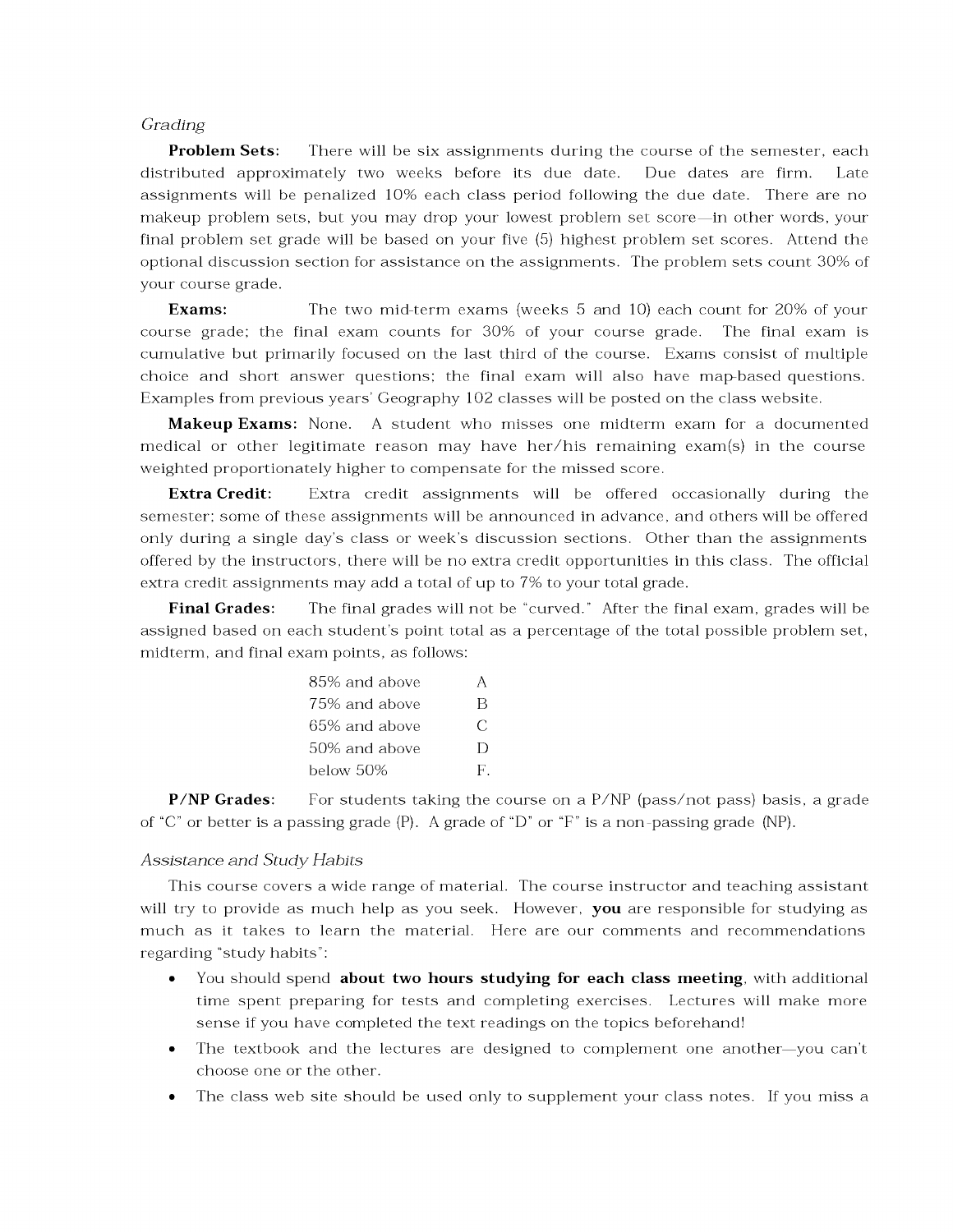*Grading*

**Problem Sets:** There will be six assignments during the course of the semester, each distributed approximately two weeks before its due date. Due dates are firm. Late assignments will be penalized 10% each class period following the due date. There are no makeup problem sets, but you may drop your lowest problem set score—in other words, your final problem set grade will be based on your five (5) highest problem set scores. Attend the optional discussion section for assistance on the assignments. The problem sets count 30% of your course grade.

**Exams:** The two mid-term exams (weeks 5 and 10) each count for 20% of your course grade; the final exam counts for 30% of your course grade. The final exam is cumulative but primarily focused on the last third of the course. Exams consist of multiple choice and short answer questions; the final exam will also have map-based questions. Examples from previous years' Geography 102 classes will be posted on the class website.

**Makeup Exams:** None. A student who misses one midterm exam for a documented medical or other legitimate reason may have her/his remaining exam(s) in the course weighted proportionately higher to compensate for the missed score.

**Extra Credit:** Extra credit assignments will be offered occasionally during the semester; some of these assignments will be announced in advance, and others will be offered only during a single day's class or week's discussion sections. Other than the assignments offered by the instructors, there will be no extra credit opportunities in this class. The official extra credit assignments may add a total of up to 7% to your total grade.

**Final Grades:** The final grades will not be "curved." After the final exam, grades will be assigned based on each student's point total as a percentage of the total possible problem set, midterm, and final exam points, as follows:

| | |
|---|---|
| 85% and above | A |
| 75% and above | B |
| 65% and above | C |
| 50% and above | D |
| below 50% | F. |

**P/NP Grades:** For students taking the course on a P/NP (pass/not pass) basis, a grade of "C" or better is a passing grade (P). A grade of "D" or "F" is a non-passing grade (NP).

*Assistance and Study Habits*

This course covers a wide range of material. The course instructor and teaching assistant will try to provide as much help as you seek. However, **you** are responsible for studying as much as it takes to learn the material. Here are our comments and recommendations regarding "study habits":

- You should spend **about two hours studying for each class meeting**, with additional time spent preparing for tests and completing exercises. Lectures will make more sense if you have completed the text readings on the topics beforehand!
- The textbook and the lectures are designed to complement one another—you can't choose one or the other.
- The class web site should be used only to supplement your class notes. If you miss a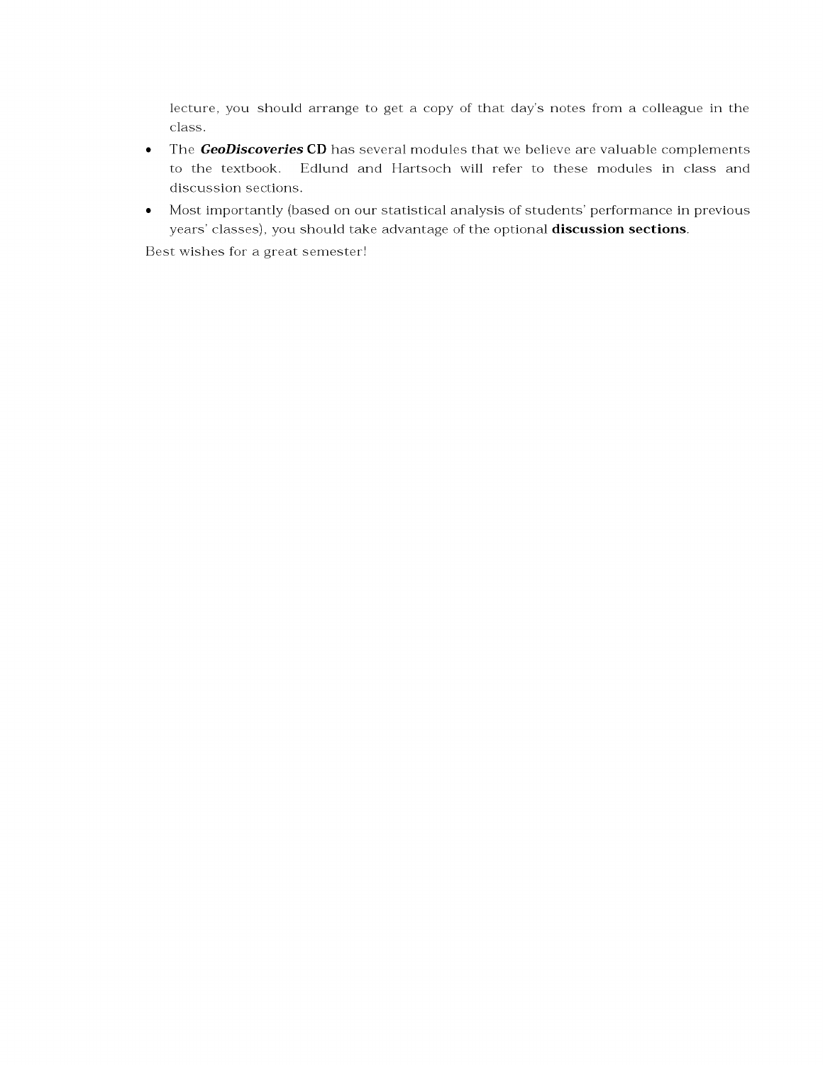lecture, you should arrange to get a copy of that day's notes from a colleague in the class.

- The ***GeoDiscoveries* CD** has several modules that we believe are valuable complements to the textbook. Edlund and Hartsoch will refer to these modules in class and discussion sections.
- Most importantly (based on our statistical analysis of students' performance in previous years' classes), you should take advantage of the optional **discussion sections**.

Best wishes for a great semester!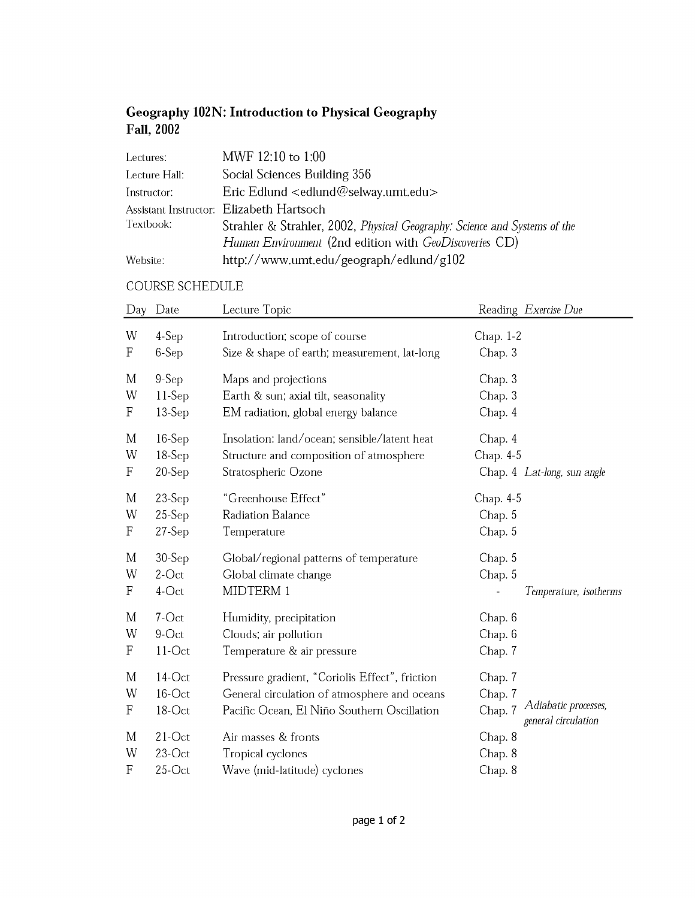**Geography 102N: Introduction to Physical Geography**
**Fall, 2002**

| | |
|---|---|
| Lectures: | MWF 12:10 to 1:00 |
| Lecture Hall: | Social Sciences Building 356 |
| Instructor: | Eric Edlund <edlund@selway.umt.edu> |
| Assistant Instructor: | Elizabeth Hartsoch |
| Textbook: | Strahler & Strahler, 2002, *Physical Geography: Science and Systems of the Human Environment* (2nd edition with *GeoDiscoveries* CD) |
| Website: | http://www.umt.edu/geograph/edlund/g102 |

COURSE SCHEDULE

| Day | Date | Lecture Topic | Reading | *Exercise Due* |
|---|---|---|---|---|
| W | 4-Sep | Introduction; scope of course | Chap. 1-2 | |
| F | 6-Sep | Size & shape of earth; measurement, lat-long | Chap. 3 | |
| M | 9-Sep | Maps and projections | Chap. 3 | |
| W | 11-Sep | Earth & sun; axial tilt, seasonality | Chap. 3 | |
| F | 13-Sep | EM radiation, global energy balance | Chap. 4 | |
| M | 16-Sep | Insolation: land/ocean; sensible/latent heat | Chap. 4 | |
| W | 18-Sep | Structure and composition of atmosphere | Chap. 4-5 | |
| F | 20-Sep | Stratospheric Ozone | Chap. 4 | *Lat-long, sun angle* |
| M | 23-Sep | "Greenhouse Effect" | Chap. 4-5 | |
| W | 25-Sep | Radiation Balance | Chap. 5 | |
| F | 27-Sep | Temperature | Chap. 5 | |
| M | 30-Sep | Global/regional patterns of temperature | Chap. 5 | |
| W | 2-Oct | Global climate change | Chap. 5 | |
| F | 4-Oct | MIDTERM 1 | - | *Temperature, isotherms* |
| M | 7-Oct | Humidity, precipitation | Chap. 6 | |
| W | 9-Oct | Clouds; air pollution | Chap. 6 | |
| F | 11-Oct | Temperature & air pressure | Chap. 7 | |
| M | 14-Oct | Pressure gradient, "Coriolis Effect", friction | Chap. 7 | |
| W | 16-Oct | General circulation of atmosphere and oceans | Chap. 7 | |
| F | 18-Oct | Pacific Ocean, El Niño Southern Oscillation | Chap. 7 | *Adiabatic processes, general circulation* |
| M | 21-Oct | Air masses & fronts | Chap. 8 | |
| W | 23-Oct | Tropical cyclones | Chap. 8 | |
| F | 25-Oct | Wave (mid-latitude) cyclones | Chap. 8 | |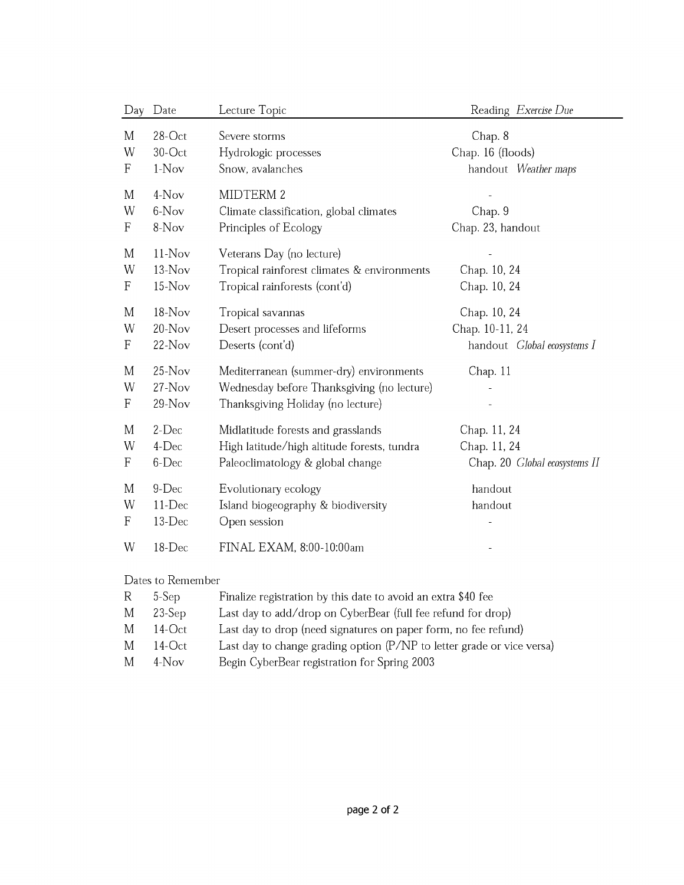| Day | Date | Lecture Topic | Reading | *Exercise Due* |
|---|---|---|---|---|
| M | 28-Oct | Severe storms | Chap. 8 | |
| W | 30-Oct | Hydrologic processes | Chap. 16 (floods) | |
| F | 1-Nov | Snow, avalanches | handout | *Weather maps* |
| M | 4-Nov | MIDTERM 2 | - | |
| W | 6-Nov | Climate classification, global climates | Chap. 9 | |
| F | 8-Nov | Principles of Ecology | Chap. 23, handout | |
| M | 11-Nov | Veterans Day (no lecture) | - | |
| W | 13-Nov | Tropical rainforest climates & environments | Chap. 10, 24 | |
| F | 15-Nov | Tropical rainforests (cont'd) | Chap. 10, 24 | |
| M | 18-Nov | Tropical savannas | Chap. 10, 24 | |
| W | 20-Nov | Desert processes and lifeforms | Chap. 10-11, 24 | |
| F | 22-Nov | Deserts (cont'd) | handout | *Global ecosystems I* |
| M | 25-Nov | Mediterranean (summer-dry) environments | Chap. 11 | |
| W | 27-Nov | Wednesday before Thanksgiving (no lecture) | - | |
| F | 29-Nov | Thanksgiving Holiday (no lecture) | - | |
| M | 2-Dec | Midlatitude forests and grasslands | Chap. 11, 24 | |
| W | 4-Dec | High latitude/high altitude forests, tundra | Chap. 11, 24 | |
| F | 6-Dec | Paleoclimatology & global change | Chap. 20 | *Global ecosystems II* |
| M | 9-Dec | Evolutionary ecology | handout | |
| W | 11-Dec | Island biogeography & biodiversity | handout | |
| F | 13-Dec | Open session | - | |
| W | 18-Dec | FINAL EXAM, 8:00-10:00am | - | |

Dates to Remember

| | | |
|---|---|---|
| R | 5-Sep | Finalize registration by this date to avoid an extra $40 fee |
| M | 23-Sep | Last day to add/drop on CyberBear (full fee refund for drop) |
| M | 14-Oct | Last day to drop (need signatures on paper form, no fee refund) |
| M | 14-Oct | Last day to change grading option (P/NP to letter grade or vice versa) |
| M | 4-Nov | Begin CyberBear registration for Spring 2003 |